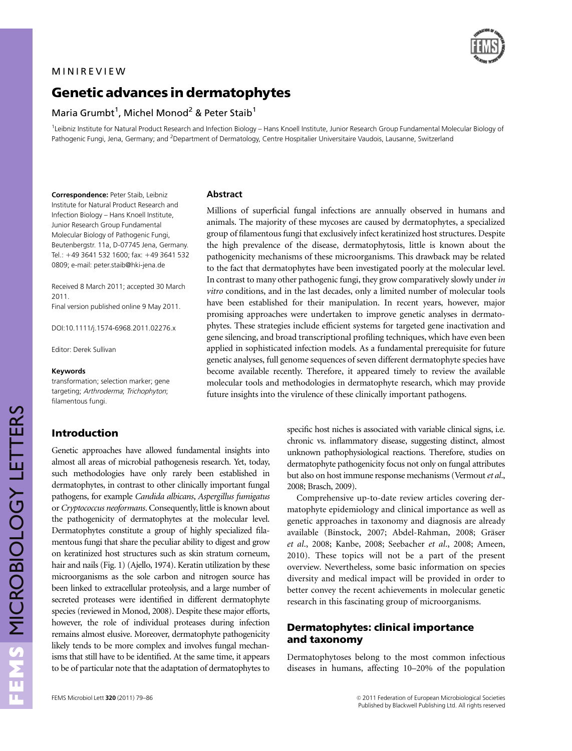MINIREVIEW

# Genetic advances in dermatophytes

Maria Grumbt[1], Michel Monod[2] & Peter Staib[1]

[1]Leibniz Institute for Natural Product Research and Infection Biology – Hans Knoell Institute, Junior Research Group Fundamental Molecular Biology of Pathogenic Fungi, Jena, Germany; and [2]Department of Dermatology, Centre Hospitalier Universitaire Vaudois, Lausanne, Switzerland

**Correspondence:** Peter Staib, Leibniz Institute for Natural Product Research and Infection Biology – Hans Knoell Institute, Junior Research Group Fundamental Molecular Biology of Pathogenic Fungi, Beutenbergstr. 11a, D-07745 Jena, Germany. Tel.: +49 3641 532 1600; fax: +49 3641 532 0809; e-mail: peter.staib@hki-jena.de

Received 8 March 2011; accepted 30 March 2011.
Final version published online 9 May 2011.

DOI:10.1111/j.1574-6968.2011.02276.x

Editor: Derek Sullivan

**Keywords**

transformation; selection marker; gene targeting; *Arthroderma*; *Trichophyton*; filamentous fungi.

## Abstract

Millions of superficial fungal infections are annually observed in humans and animals. The majority of these mycoses are caused by dermatophytes, a specialized group of filamentous fungi that exclusively infect keratinized host structures. Despite the high prevalence of the disease, dermatophytosis, little is known about the pathogenicity mechanisms of these microorganisms. This drawback may be related to the fact that dermatophytes have been investigated poorly at the molecular level. In contrast to many other pathogenic fungi, they grow comparatively slowly under *in vitro* conditions, and in the last decades, only a limited number of molecular tools have been established for their manipulation. In recent years, however, major promising approaches were undertaken to improve genetic analyses in dermatophytes. These strategies include efficient systems for targeted gene inactivation and gene silencing, and broad transcriptional profiling techniques, which have even been applied in sophisticated infection models. As a fundamental prerequisite for future genetic analyses, full genome sequences of seven different dermatophyte species have become available recently. Therefore, it appeared timely to review the available molecular tools and methodologies in dermatophyte research, which may provide future insights into the virulence of these clinically important pathogens.

## Introduction

Genetic approaches have allowed fundamental insights into almost all areas of microbial pathogenesis research. Yet, today, such methodologies have only rarely been established in dermatophytes, in contrast to other clinically important fungal pathogens, for example *Candida albicans*, *Aspergillus fumigatus* or *Cryptococcus neoformans*. Consequently, little is known about the pathogenicity of dermatophytes at the molecular level. Dermatophytes constitute a group of highly specialized filamentous fungi that share the peculiar ability to digest and grow on keratinized host structures such as skin stratum corneum, hair and nails (Fig. 1) (Ajello, 1974). Keratin utilization by these microorganisms as the sole carbon and nitrogen source has been linked to extracellular proteolysis, and a large number of secreted proteases were identified in different dermatophyte species (reviewed in Monod, 2008). Despite these major efforts, however, the role of individual proteases during infection remains almost elusive. Moreover, dermatophyte pathogenicity likely tends to be more complex and involves fungal mechanisms that still have to be identified. At the same time, it appears to be of particular note that the adaptation of dermatophytes to specific host niches is associated with variable clinical signs, i.e. chronic vs. inflammatory disease, suggesting distinct, almost unknown pathophysiological reactions. Therefore, studies on dermatophyte pathogenicity focus not only on fungal attributes but also on host immune response mechanisms (Vermout *et al.*, 2008; Brasch, 2009).

Comprehensive up-to-date review articles covering dermatophyte epidemiology and clinical importance as well as genetic approaches in taxonomy and diagnosis are already available (Binstock, 2007; Abdel-Rahman, 2008; Gräser *et al.*, 2008; Kanbe, 2008; Seebacher *et al.*, 2008; Ameen, 2010). These topics will not be a part of the present overview. Nevertheless, some basic information on species diversity and medical impact will be provided in order to better convey the recent achievements in molecular genetic research in this fascinating group of microorganisms.

## Dermatophytes: clinical importance and taxonomy

Dermatophytoses belong to the most common infectious diseases in humans, affecting 10–20% of the population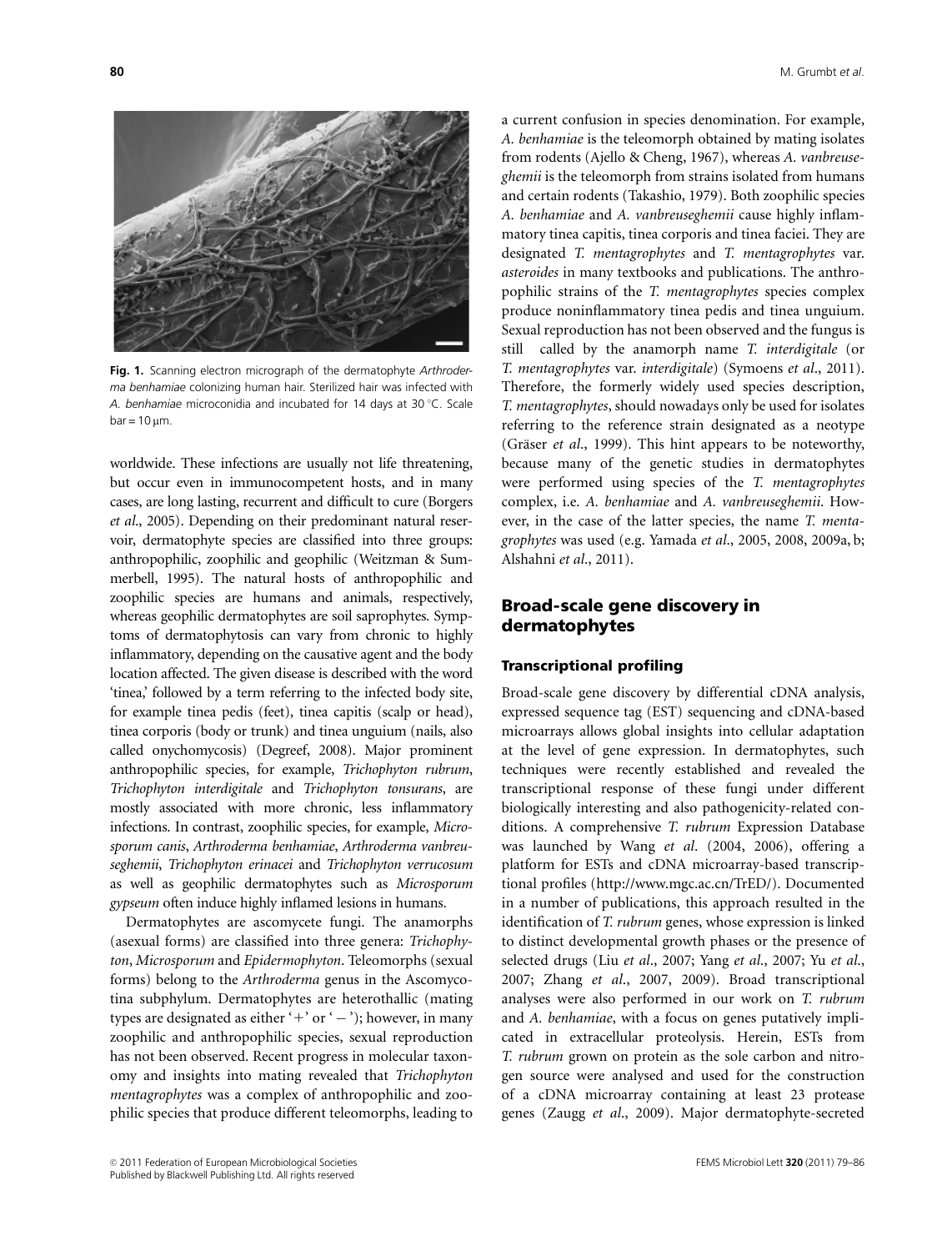Fig. 1. Scanning electron micrograph of the dermatophyte *Arthroderma benhamiae* colonizing human hair. Sterilized hair was infected with *A. benhamiae* microconidia and incubated for 14 days at 30 °C. Scale bar = 10 μm.

worldwide. These infections are usually not life threatening, but occur even in immunocompetent hosts, and in many cases, are long lasting, recurrent and difficult to cure (Borgers *et al*., 2005). Depending on their predominant natural reservoir, dermatophyte species are classified into three groups: anthropophilic, zoophilic and geophilic (Weitzman & Summerbell, 1995). The natural hosts of anthropophilic and zoophilic species are humans and animals, respectively, whereas geophilic dermatophytes are soil saprophytes. Symptoms of dermatophytosis can vary from chronic to highly inflammatory, depending on the causative agent and the body location affected. The given disease is described with the word 'tinea,' followed by a term referring to the infected body site, for example tinea pedis (feet), tinea capitis (scalp or head), tinea corporis (body or trunk) and tinea unguium (nails, also called onychomycosis) (Degreef, 2008). Major prominent anthropophilic species, for example, *Trichophyton rubrum*, *Trichophyton interdigitale* and *Trichophyton tonsurans*, are mostly associated with more chronic, less inflammatory infections. In contrast, zoophilic species, for example, *Microsporum canis*, *Arthroderma benhamiae*, *Arthroderma vanbreuseghemii*, *Trichophyton erinacei* and *Trichophyton verrucosum* as well as geophilic dermatophytes such as *Microsporum gypseum* often induce highly inflamed lesions in humans.

Dermatophytes are ascomycete fungi. The anamorphs (asexual forms) are classified into three genera: *Trichophyton*, *Microsporum* and *Epidermophyton*. Teleomorphs (sexual forms) belong to the *Arthroderma* genus in the Ascomycotina subphylum. Dermatophytes are heterothallic (mating types are designated as either '+' or '−'); however, in many zoophilic and anthropophilic species, sexual reproduction has not been observed. Recent progress in molecular taxonomy and insights into mating revealed that *Trichophyton mentagrophytes* was a complex of anthropophilic and zoophilic species that produce different teleomorphs, leading to a current confusion in species denomination. For example, *A. benhamiae* is the teleomorph obtained by mating isolates from rodents (Ajello & Cheng, 1967), whereas *A. vanbreuseghemii* is the teleomorph from strains isolated from humans and certain rodents (Takashio, 1979). Both zoophilic species *A. benhamiae* and *A. vanbreuseghemii* cause highly inflammatory tinea capitis, tinea corporis and tinea faciei. They are designated *T. mentagrophytes* and *T. mentagrophytes* var. *asteroides* in many textbooks and publications. The anthropophilic strains of the *T. mentagrophytes* species complex produce noninflammatory tinea pedis and tinea unguium. Sexual reproduction has not been observed and the fungus is still called by the anamorph name *T. interdigitale* (or *T. mentagrophytes* var. *interdigitale*) (Symoens *et al*., 2011). Therefore, the formerly widely used species description, *T. mentagrophytes*, should nowadays only be used for isolates referring to the reference strain designated as a neotype (Gräser *et al*., 1999). This hint appears to be noteworthy, because many of the genetic studies in dermatophytes were performed using species of the *T. mentagrophytes* complex, i.e. *A. benhamiae* and *A. vanbreuseghemii*. However, in the case of the latter species, the name *T. mentagrophytes* was used (e.g. Yamada *et al*., 2005, 2008, 2009a, b; Alshahni *et al*., 2011).

## Broad-scale gene discovery in dermatophytes

### Transcriptional profiling

Broad-scale gene discovery by differential cDNA analysis, expressed sequence tag (EST) sequencing and cDNA-based microarrays allows global insights into cellular adaptation at the level of gene expression. In dermatophytes, such techniques were recently established and revealed the transcriptional response of these fungi under different biologically interesting and also pathogenicity-related conditions. A comprehensive *T. rubrum* Expression Database was launched by Wang *et al*. (2004, 2006), offering a platform for ESTs and cDNA microarray-based transcriptional profiles (http://www.mgc.ac.cn/TrED/). Documented in a number of publications, this approach resulted in the identification of *T. rubrum* genes, whose expression is linked to distinct developmental growth phases or the presence of selected drugs (Liu *et al*., 2007; Yang *et al*., 2007; Yu *et al*., 2007; Zhang *et al*., 2007, 2009). Broad transcriptional analyses were also performed in our work on *T. rubrum* and *A. benhamiae*, with a focus on genes putatively implicated in extracellular proteolysis. Herein, ESTs from *T. rubrum* grown on protein as the sole carbon and nitrogen source were analysed and used for the construction of a cDNA microarray containing at least 23 protease genes (Zaugg *et al*., 2009). Major dermatophyte-secreted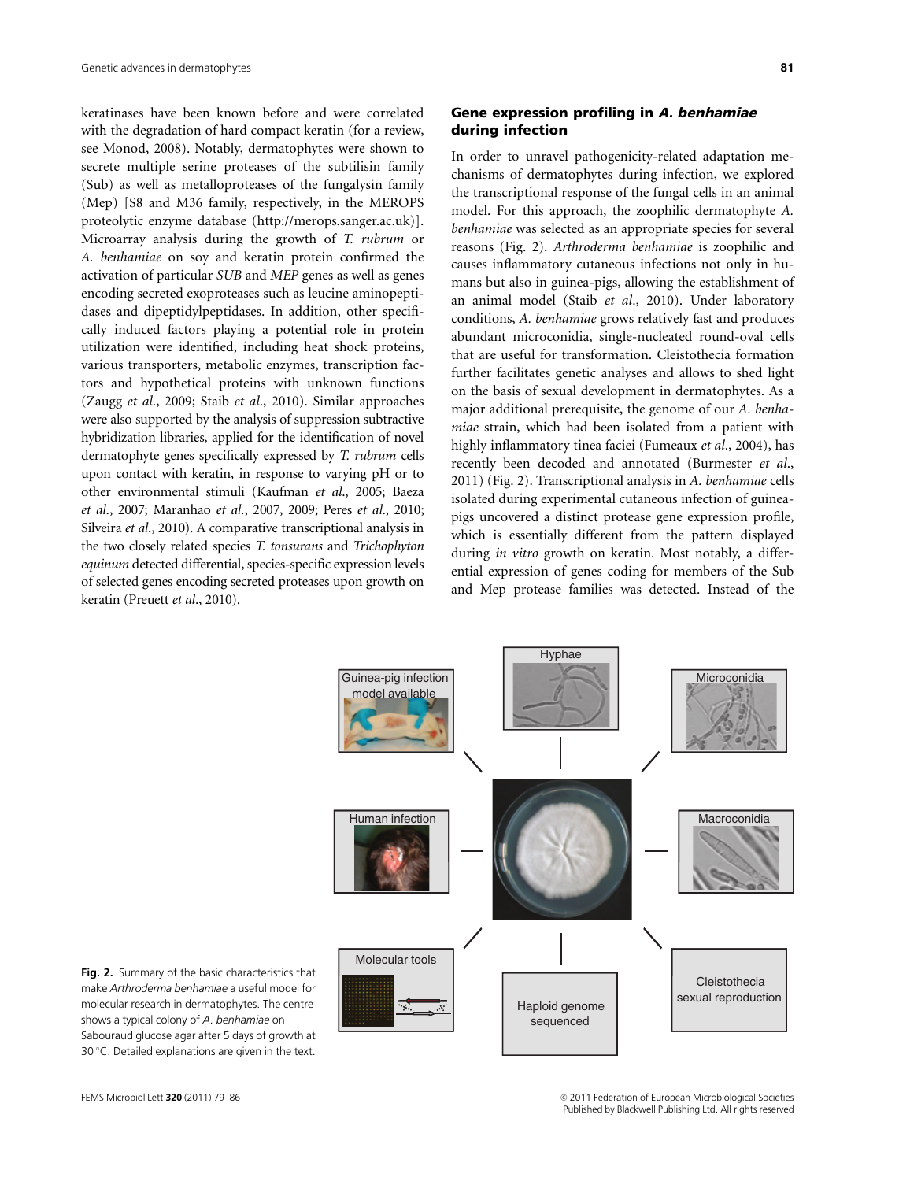keratinases have been known before and were correlated with the degradation of hard compact keratin (for a review, see Monod, 2008). Notably, dermatophytes were shown to secrete multiple serine proteases of the subtilisin family (Sub) as well as metalloproteases of the fungalysin family (Mep) [S8 and M36 family, respectively, in the MEROPS proteolytic enzyme database (http://merops.sanger.ac.uk)]. Microarray analysis during the growth of *T. rubrum* or *A. benhamiae* on soy and keratin protein confirmed the activation of particular *SUB* and *MEP* genes as well as genes encoding secreted exoproteases such as leucine aminopeptidases and dipeptidylpeptidases. In addition, other specifically induced factors playing a potential role in protein utilization were identified, including heat shock proteins, various transporters, metabolic enzymes, transcription factors and hypothetical proteins with unknown functions (Zaugg *et al*., 2009; Staib *et al*., 2010). Similar approaches were also supported by the analysis of suppression subtractive hybridization libraries, applied for the identification of novel dermatophyte genes specifically expressed by *T. rubrum* cells upon contact with keratin, in response to varying pH or to other environmental stimuli (Kaufman *et al*., 2005; Baeza *et al*., 2007; Maranhao *et al*., 2007, 2009; Peres *et al*., 2010; Silveira *et al*., 2010). A comparative transcriptional analysis in the two closely related species *T. tonsurans* and *Trichophyton equinum* detected differential, species-specific expression levels of selected genes encoding secreted proteases upon growth on keratin (Preuett *et al*., 2010).

## Gene expression profiling in *A. benhamiae* during infection

In order to unravel pathogenicity-related adaptation mechanisms of dermatophytes during infection, we explored the transcriptional response of the fungal cells in an animal model. For this approach, the zoophilic dermatophyte *A. benhamiae* was selected as an appropriate species for several reasons (Fig. 2). *Arthroderma benhamiae* is zoophilic and causes inflammatory cutaneous infections not only in humans but also in guinea-pigs, allowing the establishment of an animal model (Staib *et al*., 2010). Under laboratory conditions, *A. benhamiae* grows relatively fast and produces abundant microconidia, single-nucleated round-oval cells that are useful for transformation. Cleistothecia formation further facilitates genetic analyses and allows to shed light on the basis of sexual development in dermatophytes. As a major additional prerequisite, the genome of our *A. benhamiae* strain, which had been isolated from a patient with highly inflammatory tinea faciei (Fumeaux *et al*., 2004), has recently been decoded and annotated (Burmester *et al*., 2011) (Fig. 2). Transcriptional analysis in *A. benhamiae* cells isolated during experimental cutaneous infection of guinea-pigs uncovered a distinct protease gene expression profile, which is essentially different from the pattern displayed during *in vitro* growth on keratin. Most notably, a differential expression of genes coding for members of the Sub and Mep protease families was detected. Instead of the

**Fig. 2.** Summary of the basic characteristics that make *Arthroderma benhamiae* a useful model for molecular research in dermatophytes. The centre shows a typical colony of *A. benhamiae* on Sabouraud glucose agar after 5 days of growth at 30 °C. Detailed explanations are given in the text.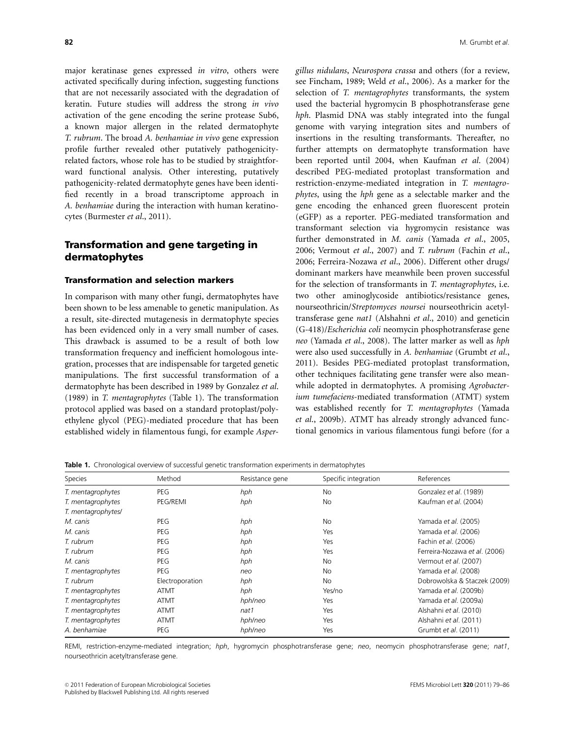major keratinase genes expressed *in vitro*, others were activated specifically during infection, suggesting functions that are not necessarily associated with the degradation of keratin. Future studies will address the strong *in vivo* activation of the gene encoding the serine protease Sub6, a known major allergen in the related dermatophyte *T. rubrum*. The broad *A. benhamiae in vivo* gene expression profile further revealed other putatively pathogenicity-related factors, whose role has to be studied by straightforward functional analysis. Other interesting, putatively pathogenicity-related dermatophyte genes have been identified recently in a broad transcriptome approach in *A. benhamiae* during the interaction with human keratinocytes (Burmester *et al*., 2011).

## Transformation and gene targeting in dermatophytes

### Transformation and selection markers

In comparison with many other fungi, dermatophytes have been shown to be less amenable to genetic manipulation. As a result, site-directed mutagenesis in dermatophyte species has been evidenced only in a very small number of cases. This drawback is assumed to be a result of both low transformation frequency and inefficient homologous integration, processes that are indispensable for targeted genetic manipulations. The first successful transformation of a dermatophyte has been described in 1989 by Gonzalez *et al*. (1989) in *T. mentagrophytes* (Table 1). The transformation protocol applied was based on a standard protoplast/polyethylene glycol (PEG)-mediated procedure that has been established widely in filamentous fungi, for example *Aspergillus nidulans*, *Neurospora crassa* and others (for a review, see Fincham, 1989; Weld *et al*., 2006). As a marker for the selection of *T. mentagrophytes* transformants, the system used the bacterial hygromycin B phosphotransferase gene *hph*. Plasmid DNA was stably integrated into the fungal genome with varying integration sites and numbers of insertions in the resulting transformants. Thereafter, no further attempts on dermatophyte transformation have been reported until 2004, when Kaufman *et al*. (2004) described PEG-mediated protoplast transformation and restriction-enzyme-mediated integration in *T. mentagrophytes*, using the *hph* gene as a selectable marker and the gene encoding the enhanced green fluorescent protein (eGFP) as a reporter. PEG-mediated transformation and transformant selection via hygromycin resistance was further demonstrated in *M. canis* (Yamada *et al*., 2005, 2006; Vermout *et al*., 2007) and *T. rubrum* (Fachin *et al*., 2006; Ferreira-Nozawa *et al*., 2006). Different other drugs/dominant markers have meanwhile been proven successful for the selection of transformants in *T. mentagrophytes*, i.e. two other aminoglycoside antibiotics/resistance genes, nourseothricin/*Streptomyces noursei* nourseothricin acetyltransferase gene *nat1* (Alshahni *et al*., 2010) and geneticin (G-418)/*Escherichia coli* neomycin phosphotransferase gene *neo* (Yamada *et al*., 2008). The latter marker as well as *hph* were also used successfully in *A. benhamiae* (Grumbt *et al*., 2011). Besides PEG-mediated protoplast transformation, other techniques facilitating gene transfer were also meanwhile adopted in dermatophytes. A promising *Agrobacterium tumefaciens*-mediated transformation (ATMT) system was established recently for *T. mentagrophytes* (Yamada *et al*., 2009b). ATMT has already strongly advanced functional genomics in various filamentous fungi before (for a

**Table 1.** Chronological overview of successful genetic transformation experiments in dermatophytes

| Species | Method | Resistance gene | Specific integration | References |
|---|---|---|---|---|
| *T. mentagrophytes* | PEG | *hph* | No | Gonzalez *et al*. (1989) |
| *T. mentagrophytes* | PEG/REMI | *hph* | No | Kaufman *et al*. (2004) |
| *T. mentagrophytes*/ *M. canis* | PEG | *hph* | No | Yamada *et al*. (2005) |
| *M. canis* | PEG | *hph* | Yes | Yamada *et al*. (2006) |
| *T. rubrum* | PEG | *hph* | Yes | Fachin *et al*. (2006) |
| *T. rubrum* | PEG | *hph* | Yes | Ferreira-Nozawa *et al*. (2006) |
| *M. canis* | PEG | *hph* | No | Vermout *et al*. (2007) |
| *T. mentagrophytes* | PEG | *neo* | No | Yamada *et al*. (2008) |
| *T. rubrum* | Electroporation | *hph* | No | Dobrowolska & Staczek (2009) |
| *T. mentagrophytes* | ATMT | *hph* | Yes/no | Yamada *et al*. (2009b) |
| *T. mentagrophytes* | ATMT | *hph/neo* | Yes | Yamada *et al*. (2009a) |
| *T. mentagrophytes* | ATMT | *nat1* | Yes | Alshahni *et al*. (2010) |
| *T. mentagrophytes* | ATMT | *hph/neo* | Yes | Alshahni *et al*. (2011) |
| *A. benhamiae* | PEG | *hph/neo* | Yes | Grumbt *et al*. (2011) |

REMI, restriction-enzyme-mediated integration; *hph*, hygromycin phosphotransferase gene; *neo*, neomycin phosphotransferase gene; *nat1*, nourseothricin acetyltransferase gene.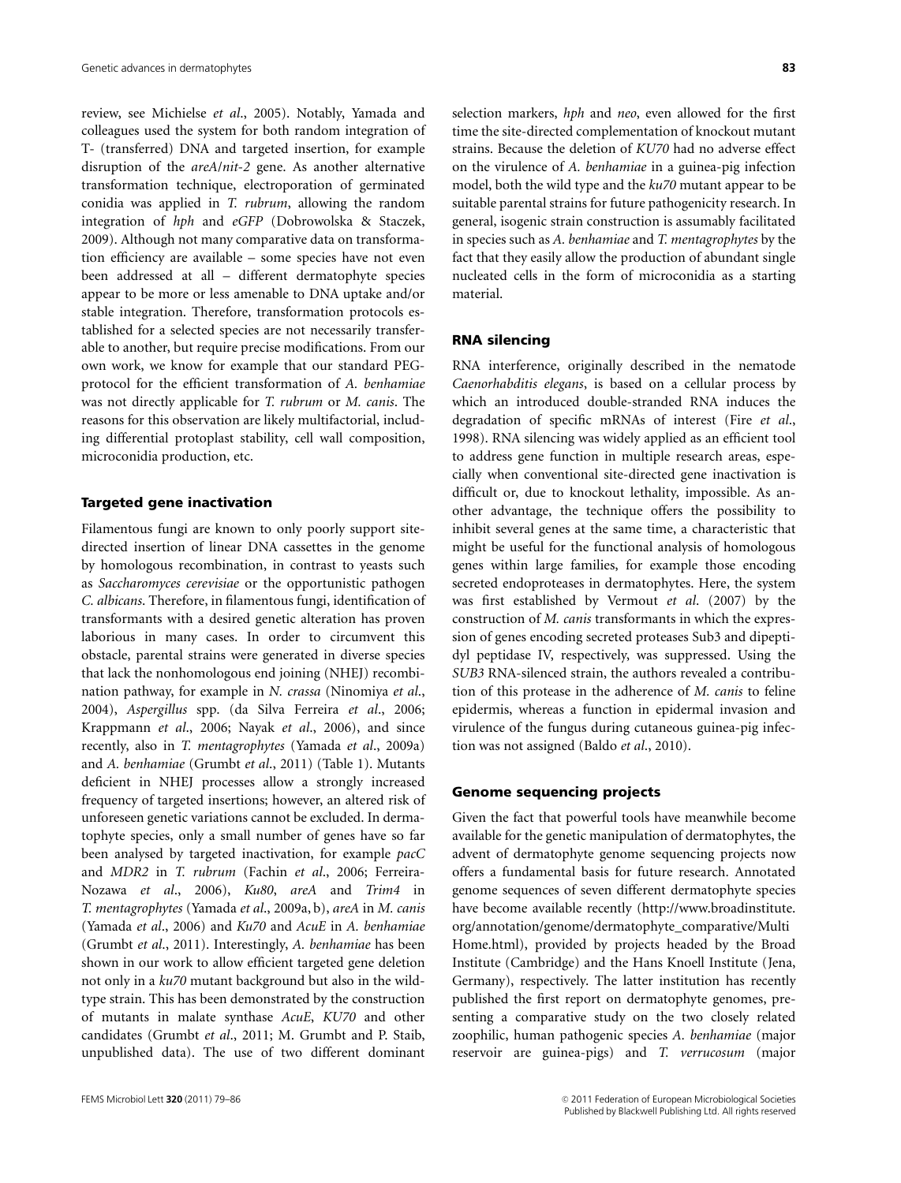review, see Michielse *et al*., 2005). Notably, Yamada and colleagues used the system for both random integration of T- (transferred) DNA and targeted insertion, for example disruption of the *areA*/*nit-2* gene. As another alternative transformation technique, electroporation of germinated conidia was applied in *T. rubrum*, allowing the random integration of *hph* and *eGFP* (Dobrowolska & Staczek, 2009). Although not many comparative data on transformation efficiency are available – some species have not even been addressed at all – different dermatophyte species appear to be more or less amenable to DNA uptake and/or stable integration. Therefore, transformation protocols established for a selected species are not necessarily transferable to another, but require precise modifications. From our own work, we know for example that our standard PEG-protocol for the efficient transformation of *A. benhamiae* was not directly applicable for *T. rubrum* or *M. canis*. The reasons for this observation are likely multifactorial, including differential protoplast stability, cell wall composition, microconidia production, etc.

## Targeted gene inactivation

Filamentous fungi are known to only poorly support site-directed insertion of linear DNA cassettes in the genome by homologous recombination, in contrast to yeasts such as *Saccharomyces cerevisiae* or the opportunistic pathogen *C. albicans*. Therefore, in filamentous fungi, identification of transformants with a desired genetic alteration has proven laborious in many cases. In order to circumvent this obstacle, parental strains were generated in diverse species that lack the nonhomologous end joining (NHEJ) recombination pathway, for example in *N. crassa* (Ninomiya *et al*., 2004), *Aspergillus* spp. (da Silva Ferreira *et al*., 2006; Krappmann *et al*., 2006; Nayak *et al*., 2006), and since recently, also in *T. mentagrophytes* (Yamada *et al*., 2009a) and *A. benhamiae* (Grumbt *et al*., 2011) (Table 1). Mutants deficient in NHEJ processes allow a strongly increased frequency of targeted insertions; however, an altered risk of unforeseen genetic variations cannot be excluded. In dermatophyte species, only a small number of genes have so far been analysed by targeted inactivation, for example *pacC* and *MDR2* in *T. rubrum* (Fachin *et al*., 2006; Ferreira-Nozawa *et al*., 2006), *Ku80*, *areA* and *Trim4* in *T. mentagrophytes* (Yamada *et al*., 2009a, b), *areA* in *M. canis* (Yamada *et al*., 2006) and *Ku70* and *AcuE* in *A. benhamiae* (Grumbt *et al*., 2011). Interestingly, *A. benhamiae* has been shown in our work to allow efficient targeted gene deletion not only in a *ku70* mutant background but also in the wild-type strain. This has been demonstrated by the construction of mutants in malate synthase *AcuE*, *KU70* and other candidates (Grumbt *et al*., 2011; M. Grumbt and P. Staib, unpublished data). The use of two different dominant selection markers, *hph* and *neo*, even allowed for the first time the site-directed complementation of knockout mutant strains. Because the deletion of *KU70* had no adverse effect on the virulence of *A. benhamiae* in a guinea-pig infection model, both the wild type and the *ku70* mutant appear to be suitable parental strains for future pathogenicity research. In general, isogenic strain construction is assumably facilitated in species such as *A. benhamiae* and *T. mentagrophytes* by the fact that they easily allow the production of abundant single nucleated cells in the form of microconidia as a starting material.

## RNA silencing

RNA interference, originally described in the nematode *Caenorhabditis elegans*, is based on a cellular process by which an introduced double-stranded RNA induces the degradation of specific mRNAs of interest (Fire *et al*., 1998). RNA silencing was widely applied as an efficient tool to address gene function in multiple research areas, especially when conventional site-directed gene inactivation is difficult or, due to knockout lethality, impossible. As another advantage, the technique offers the possibility to inhibit several genes at the same time, a characteristic that might be useful for the functional analysis of homologous genes within large families, for example those encoding secreted endoproteases in dermatophytes. Here, the system was first established by Vermout *et al*. (2007) by the construction of *M. canis* transformants in which the expression of genes encoding secreted proteases Sub3 and dipeptidyl peptidase IV, respectively, was suppressed. Using the *SUB3* RNA-silenced strain, the authors revealed a contribution of this protease in the adherence of *M. canis* to feline epidermis, whereas a function in epidermal invasion and virulence of the fungus during cutaneous guinea-pig infection was not assigned (Baldo *et al*., 2010).

## Genome sequencing projects

Given the fact that powerful tools have meanwhile become available for the genetic manipulation of dermatophytes, the advent of dermatophyte genome sequencing projects now offers a fundamental basis for future research. Annotated genome sequences of seven different dermatophyte species have become available recently (http://www.broadinstitute.org/annotation/genome/dermatophyte_comparative/MultiHome.html), provided by projects headed by the Broad Institute (Cambridge) and the Hans Knoell Institute (Jena, Germany), respectively. The latter institution has recently published the first report on dermatophyte genomes, presenting a comparative study on the two closely related zoophilic, human pathogenic species *A. benhamiae* (major reservoir are guinea-pigs) and *T. verrucosum* (major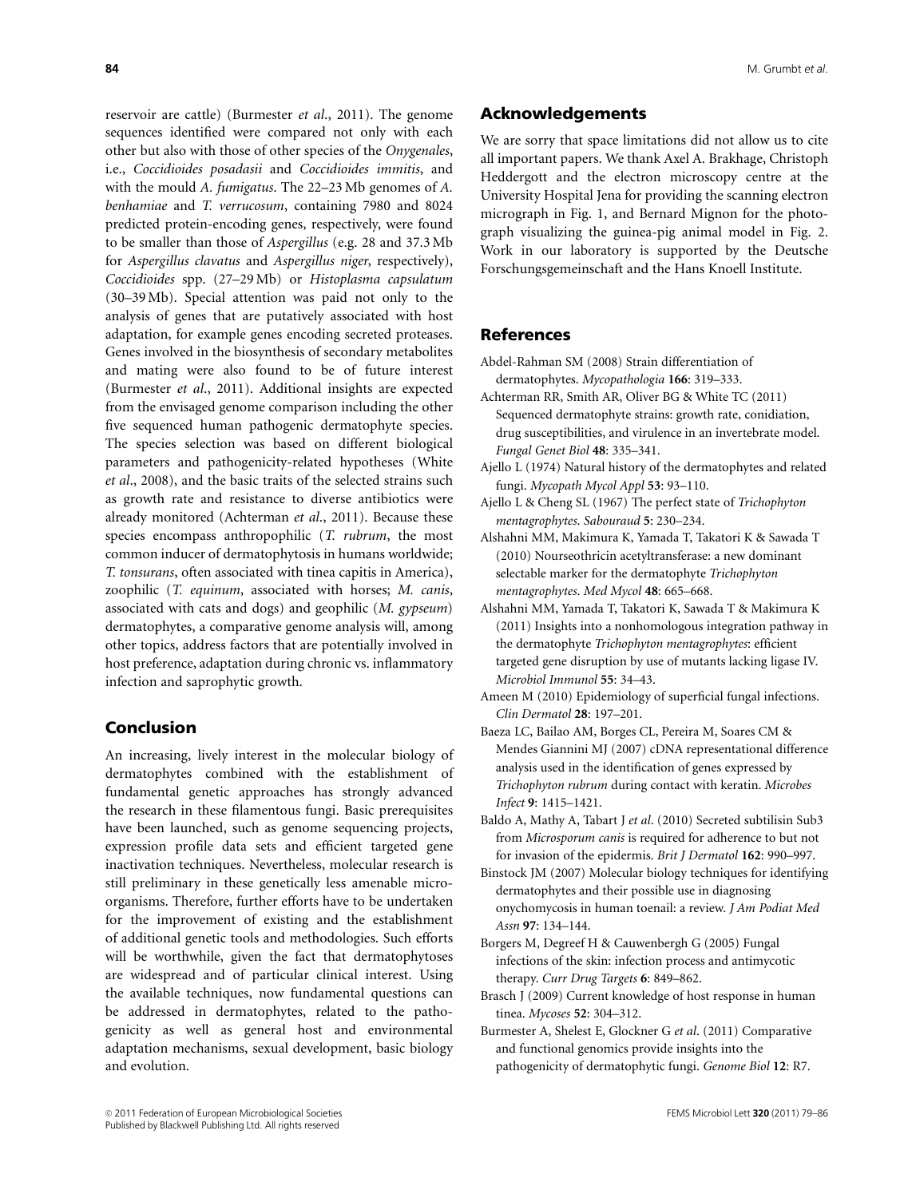reservoir are cattle) (Burmester *et al*., 2011). The genome sequences identified were compared not only with each other but also with those of other species of the *Onygenales*, i.e., *Coccidioides posadasii* and *Coccidioides immitis*, and with the mould *A. fumigatus*. The 22–23 Mb genomes of *A. benhamiae* and *T. verrucosum*, containing 7980 and 8024 predicted protein-encoding genes, respectively, were found to be smaller than those of *Aspergillus* (e.g. 28 and 37.3 Mb for *Aspergillus clavatus* and *Aspergillus niger*, respectively), *Coccidioides* spp. (27–29 Mb) or *Histoplasma capsulatum* (30–39 Mb). Special attention was paid not only to the analysis of genes that are putatively associated with host adaptation, for example genes encoding secreted proteases. Genes involved in the biosynthesis of secondary metabolites and mating were also found to be of future interest (Burmester *et al*., 2011). Additional insights are expected from the envisaged genome comparison including the other five sequenced human pathogenic dermatophyte species. The species selection was based on different biological parameters and pathogenicity-related hypotheses (White *et al*., 2008), and the basic traits of the selected strains such as growth rate and resistance to diverse antibiotics were already monitored (Achterman *et al*., 2011). Because these species encompass anthropophilic (*T. rubrum*, the most common inducer of dermatophytosis in humans worldwide; *T. tonsurans*, often associated with tinea capitis in America), zoophilic (*T. equinum*, associated with horses; *M. canis*, associated with cats and dogs) and geophilic (*M. gypseum*) dermatophytes, a comparative genome analysis will, among other topics, address factors that are potentially involved in host preference, adaptation during chronic vs. inflammatory infection and saprophytic growth.

## Conclusion

An increasing, lively interest in the molecular biology of dermatophytes combined with the establishment of fundamental genetic approaches has strongly advanced the research in these filamentous fungi. Basic prerequisites have been launched, such as genome sequencing projects, expression profile data sets and efficient targeted gene inactivation techniques. Nevertheless, molecular research is still preliminary in these genetically less amenable microorganisms. Therefore, further efforts have to be undertaken for the improvement of existing and the establishment of additional genetic tools and methodologies. Such efforts will be worthwhile, given the fact that dermatophytoses are widespread and of particular clinical interest. Using the available techniques, now fundamental questions can be addressed in dermatophytes, related to the pathogenicity as well as general host and environmental adaptation mechanisms, sexual development, basic biology and evolution.

## Acknowledgements

We are sorry that space limitations did not allow us to cite all important papers. We thank Axel A. Brakhage, Christoph Heddergott and the electron microscopy centre at the University Hospital Jena for providing the scanning electron micrograph in Fig. 1, and Bernard Mignon for the photograph visualizing the guinea-pig animal model in Fig. 2. Work in our laboratory is supported by the Deutsche Forschungsgemeinschaft and the Hans Knoell Institute.

## References

Abdel-Rahman SM (2008) Strain differentiation of dermatophytes. *Mycopathologia* **166**: 319–333.

Achterman RR, Smith AR, Oliver BG & White TC (2011) Sequenced dermatophyte strains: growth rate, conidiation, drug susceptibilities, and virulence in an invertebrate model. *Fungal Genet Biol* **48**: 335–341.

Ajello L (1974) Natural history of the dermatophytes and related fungi. *Mycopath Mycol Appl* **53**: 93–110.

Ajello L & Cheng SL (1967) The perfect state of *Trichophyton mentagrophytes*. *Sabouraud* **5**: 230–234.

Alshahni MM, Makimura K, Yamada T, Takatori K & Sawada T (2010) Nourseothricin acetyltransferase: a new dominant selectable marker for the dermatophyte *Trichophyton mentagrophytes*. *Med Mycol* **48**: 665–668.

Alshahni MM, Yamada T, Takatori K, Sawada T & Makimura K (2011) Insights into a nonhomologous integration pathway in the dermatophyte *Trichophyton mentagrophytes*: efficient targeted gene disruption by use of mutants lacking ligase IV. *Microbiol Immunol* **55**: 34–43.

Ameen M (2010) Epidemiology of superficial fungal infections. *Clin Dermatol* **28**: 197–201.

Baeza LC, Bailao AM, Borges CL, Pereira M, Soares CM & Mendes Giannini MJ (2007) cDNA representational difference analysis used in the identification of genes expressed by *Trichophyton rubrum* during contact with keratin. *Microbes Infect* **9**: 1415–1421.

Baldo A, Mathy A, Tabart J *et al*. (2010) Secreted subtilisin Sub3 from *Microsporum canis* is required for adherence to but not for invasion of the epidermis. *Brit J Dermatol* **162**: 990–997.

Binstock JM (2007) Molecular biology techniques for identifying dermatophytes and their possible use in diagnosing onychomycosis in human toenail: a review. *J Am Podiat Med Assn* **97**: 134–144.

Borgers M, Degreef H & Cauwenbergh G (2005) Fungal infections of the skin: infection process and antimycotic therapy. *Curr Drug Targets* **6**: 849–862.

Brasch J (2009) Current knowledge of host response in human tinea. *Mycoses* **52**: 304–312.

Burmester A, Shelest E, Glockner G *et al*. (2011) Comparative and functional genomics provide insights into the pathogenicity of dermatophytic fungi. *Genome Biol* **12**: R7.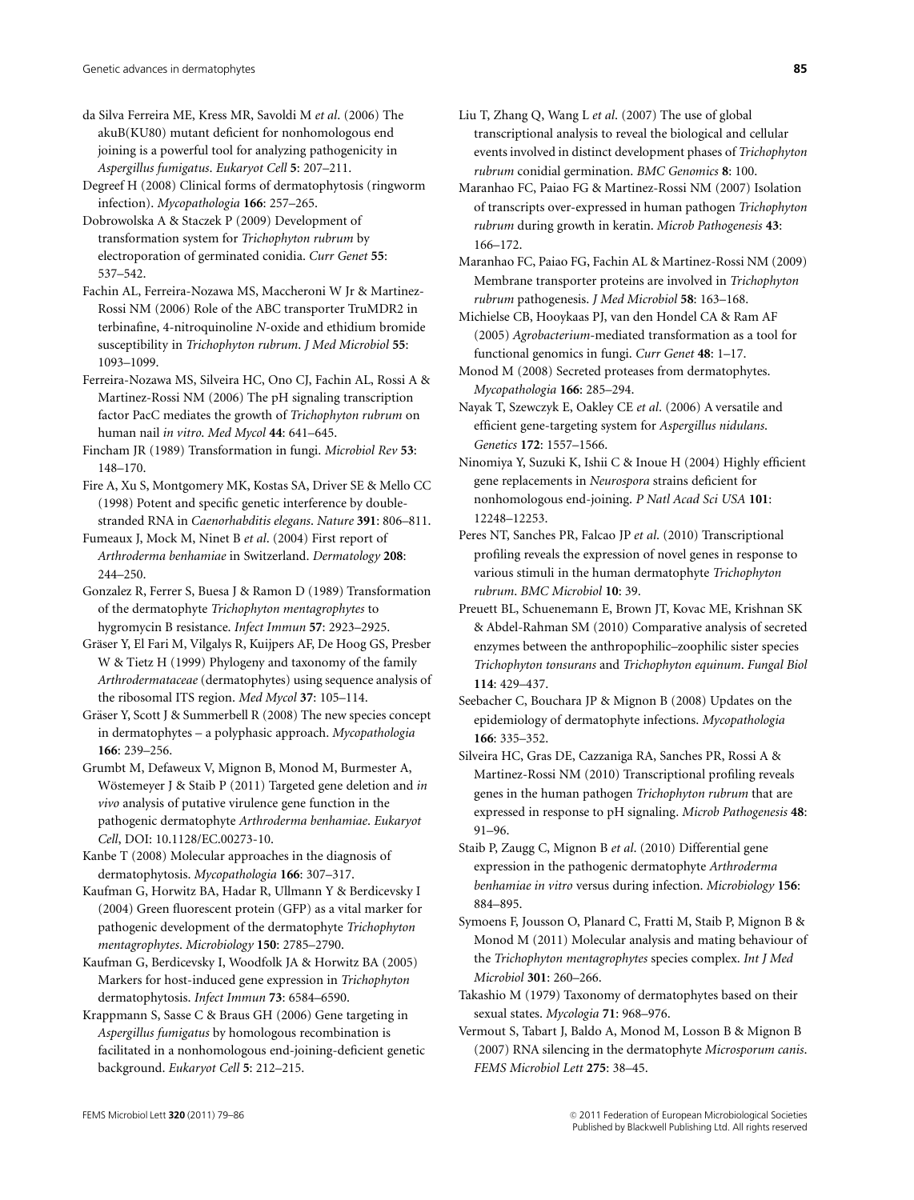da Silva Ferreira ME, Kress MR, Savoldi M *et al*. (2006) The akuB(KU80) mutant deficient for nonhomologous end joining is a powerful tool for analyzing pathogenicity in *Aspergillus fumigatus*. *Eukaryot Cell* **5**: 207–211.

Degreef H (2008) Clinical forms of dermatophytosis (ringworm infection). *Mycopathologia* **166**: 257–265.

Dobrowolska A & Staczek P (2009) Development of transformation system for *Trichophyton rubrum* by electroporation of germinated conidia. *Curr Genet* **55**: 537–542.

Fachin AL, Ferreira-Nozawa MS, Maccheroni W Jr & Martinez-Rossi NM (2006) Role of the ABC transporter TruMDR2 in terbinafine, 4-nitroquinoline *N*-oxide and ethidium bromide susceptibility in *Trichophyton rubrum*. *J Med Microbiol* **55**: 1093–1099.

Ferreira-Nozawa MS, Silveira HC, Ono CJ, Fachin AL, Rossi A & Martinez-Rossi NM (2006) The pH signaling transcription factor PacC mediates the growth of *Trichophyton rubrum* on human nail *in vitro*. *Med Mycol* **44**: 641–645.

Fincham JR (1989) Transformation in fungi. *Microbiol Rev* **53**: 148–170.

Fire A, Xu S, Montgomery MK, Kostas SA, Driver SE & Mello CC (1998) Potent and specific genetic interference by double-stranded RNA in *Caenorhabditis elegans*. *Nature* **391**: 806–811.

Fumeaux J, Mock M, Ninet B *et al*. (2004) First report of *Arthroderma benhamiae* in Switzerland. *Dermatology* **208**: 244–250.

Gonzalez R, Ferrer S, Buesa J & Ramon D (1989) Transformation of the dermatophyte *Trichophyton mentagrophytes* to hygromycin B resistance. *Infect Immun* **57**: 2923–2925.

Gräser Y, El Fari M, Vilgalys R, Kuijpers AF, De Hoog GS, Presber W & Tietz H (1999) Phylogeny and taxonomy of the family *Arthrodermataceae* (dermatophytes) using sequence analysis of the ribosomal ITS region. *Med Mycol* **37**: 105–114.

Gräser Y, Scott J & Summerbell R (2008) The new species concept in dermatophytes – a polyphasic approach. *Mycopathologia* **166**: 239–256.

Grumbt M, Defaweux V, Mignon B, Monod M, Burmester A, Wöstemeyer J & Staib P (2011) Targeted gene deletion and *in vivo* analysis of putative virulence gene function in the pathogenic dermatophyte *Arthroderma benhamiae*. *Eukaryot Cell*, DOI: 10.1128/EC.00273-10.

Kanbe T (2008) Molecular approaches in the diagnosis of dermatophytosis. *Mycopathologia* **166**: 307–317.

Kaufman G, Horwitz BA, Hadar R, Ullmann Y & Berdicevsky I (2004) Green fluorescent protein (GFP) as a vital marker for pathogenic development of the dermatophyte *Trichophyton mentagrophytes*. *Microbiology* **150**: 2785–2790.

Kaufman G, Berdicevsky I, Woodfolk JA & Horwitz BA (2005) Markers for host-induced gene expression in *Trichophyton* dermatophytosis. *Infect Immun* **73**: 6584–6590.

Krappmann S, Sasse C & Braus GH (2006) Gene targeting in *Aspergillus fumigatus* by homologous recombination is facilitated in a nonhomologous end-joining-deficient genetic background. *Eukaryot Cell* **5**: 212–215.

Liu T, Zhang Q, Wang L *et al*. (2007) The use of global transcriptional analysis to reveal the biological and cellular events involved in distinct development phases of *Trichophyton rubrum* conidial germination. *BMC Genomics* **8**: 100.

Maranhao FC, Paiao FG & Martinez-Rossi NM (2007) Isolation of transcripts over-expressed in human pathogen *Trichophyton rubrum* during growth in keratin. *Microb Pathogenesis* **43**: 166–172.

Maranhao FC, Paiao FG, Fachin AL & Martinez-Rossi NM (2009) Membrane transporter proteins are involved in *Trichophyton rubrum* pathogenesis. *J Med Microbiol* **58**: 163–168.

Michielse CB, Hooykaas PJ, van den Hondel CA & Ram AF (2005) *Agrobacterium*-mediated transformation as a tool for functional genomics in fungi. *Curr Genet* **48**: 1–17.

Monod M (2008) Secreted proteases from dermatophytes. *Mycopathologia* **166**: 285–294.

Nayak T, Szewczyk E, Oakley CE *et al*. (2006) A versatile and efficient gene-targeting system for *Aspergillus nidulans*. *Genetics* **172**: 1557–1566.

Ninomiya Y, Suzuki K, Ishii C & Inoue H (2004) Highly efficient gene replacements in *Neurospora* strains deficient for nonhomologous end-joining. *P Natl Acad Sci USA* **101**: 12248–12253.

Peres NT, Sanches PR, Falcao JP *et al*. (2010) Transcriptional profiling reveals the expression of novel genes in response to various stimuli in the human dermatophyte *Trichophyton rubrum*. *BMC Microbiol* **10**: 39.

Preuett BL, Schuenemann E, Brown JT, Kovac ME, Krishnan SK & Abdel-Rahman SM (2010) Comparative analysis of secreted enzymes between the anthropophilic–zoophilic sister species *Trichophyton tonsurans* and *Trichophyton equinum*. *Fungal Biol* **114**: 429–437.

Seebacher C, Bouchara JP & Mignon B (2008) Updates on the epidemiology of dermatophyte infections. *Mycopathologia* **166**: 335–352.

Silveira HC, Gras DE, Cazzaniga RA, Sanches PR, Rossi A & Martinez-Rossi NM (2010) Transcriptional profiling reveals genes in the human pathogen *Trichophyton rubrum* that are expressed in response to pH signaling. *Microb Pathogenesis* **48**: 91–96.

Staib P, Zaugg C, Mignon B *et al*. (2010) Differential gene expression in the pathogenic dermatophyte *Arthroderma benhamiae in vitro* versus during infection. *Microbiology* **156**: 884–895.

Symoens F, Jousson O, Planard C, Fratti M, Staib P, Mignon B & Monod M (2011) Molecular analysis and mating behaviour of the *Trichophyton mentagrophytes* species complex. *Int J Med Microbiol* **301**: 260–266.

Takashio M (1979) Taxonomy of dermatophytes based on their sexual states. *Mycologia* **71**: 968–976.

Vermout S, Tabart J, Baldo A, Monod M, Losson B & Mignon B (2007) RNA silencing in the dermatophyte *Microsporum canis*. *FEMS Microbiol Lett* **275**: 38–45.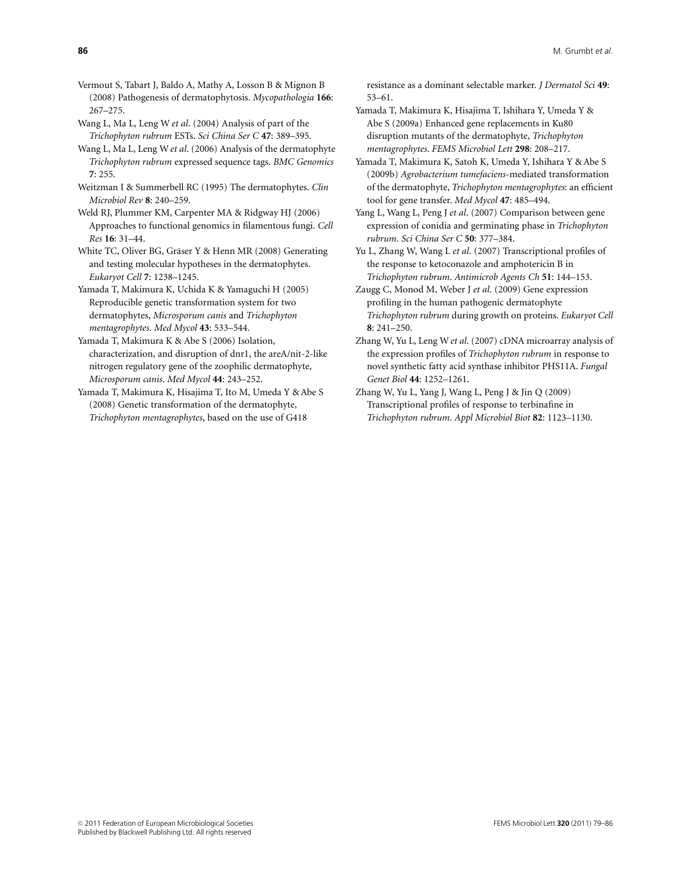Vermout S, Tabart J, Baldo A, Mathy A, Losson B & Mignon B (2008) Pathogenesis of dermatophytosis. *Mycopathologia* **166**: 267–275.

Wang L, Ma L, Leng W *et al*. (2004) Analysis of part of the *Trichophyton rubrum* ESTs. *Sci China Ser C* **47**: 389–395.

Wang L, Ma L, Leng W *et al*. (2006) Analysis of the dermatophyte *Trichophyton rubrum* expressed sequence tags. *BMC Genomics* **7**: 255.

Weitzman I & Summerbell RC (1995) The dermatophytes. *Clin Microbiol Rev* **8**: 240–259.

Weld RJ, Plummer KM, Carpenter MA & Ridgway HJ (2006) Approaches to functional genomics in filamentous fungi. *Cell Res* **16**: 31–44.

White TC, Oliver BG, Gräser Y & Henn MR (2008) Generating and testing molecular hypotheses in the dermatophytes. *Eukaryot Cell* **7**: 1238–1245.

Yamada T, Makimura K, Uchida K & Yamaguchi H (2005) Reproducible genetic transformation system for two dermatophytes, *Microsporum canis* and *Trichophyton mentagrophytes*. *Med Mycol* **43**: 533–544.

Yamada T, Makimura K & Abe S (2006) Isolation, characterization, and disruption of dnr1, the areA/nit-2-like nitrogen regulatory gene of the zoophilic dermatophyte, *Microsporum canis*. *Med Mycol* **44**: 243–252.

Yamada T, Makimura K, Hisajima T, Ito M, Umeda Y & Abe S (2008) Genetic transformation of the dermatophyte, *Trichophyton mentagrophytes*, based on the use of G418 resistance as a dominant selectable marker. *J Dermatol Sci* **49**: 53–61.

Yamada T, Makimura K, Hisajima T, Ishihara Y, Umeda Y & Abe S (2009a) Enhanced gene replacements in Ku80 disruption mutants of the dermatophyte, *Trichophyton mentagrophytes*. *FEMS Microbiol Lett* **298**: 208–217.

Yamada T, Makimura K, Satoh K, Umeda Y, Ishihara Y & Abe S (2009b) *Agrobacterium tumefaciens*-mediated transformation of the dermatophyte, *Trichophyton mentagrophytes*: an efficient tool for gene transfer. *Med Mycol* **47**: 485–494.

Yang L, Wang L, Peng J *et al*. (2007) Comparison between gene expression of conidia and germinating phase in *Trichophyton rubrum*. *Sci China Ser C* **50**: 377–384.

Yu L, Zhang W, Wang L *et al*. (2007) Transcriptional profiles of the response to ketoconazole and amphotericin B in *Trichophyton rubrum*. *Antimicrob Agents Ch* **51**: 144–153.

Zaugg C, Monod M, Weber J *et al*. (2009) Gene expression profiling in the human pathogenic dermatophyte *Trichophyton rubrum* during growth on proteins. *Eukaryot Cell* **8**: 241–250.

Zhang W, Yu L, Leng W *et al*. (2007) cDNA microarray analysis of the expression profiles of *Trichophyton rubrum* in response to novel synthetic fatty acid synthase inhibitor PHS11A. *Fungal Genet Biol* **44**: 1252–1261.

Zhang W, Yu L, Yang J, Wang L, Peng J & Jin Q (2009) Transcriptional profiles of response to terbinafine in *Trichophyton rubrum*. *Appl Microbiol Biot* **82**: 1123–1130.